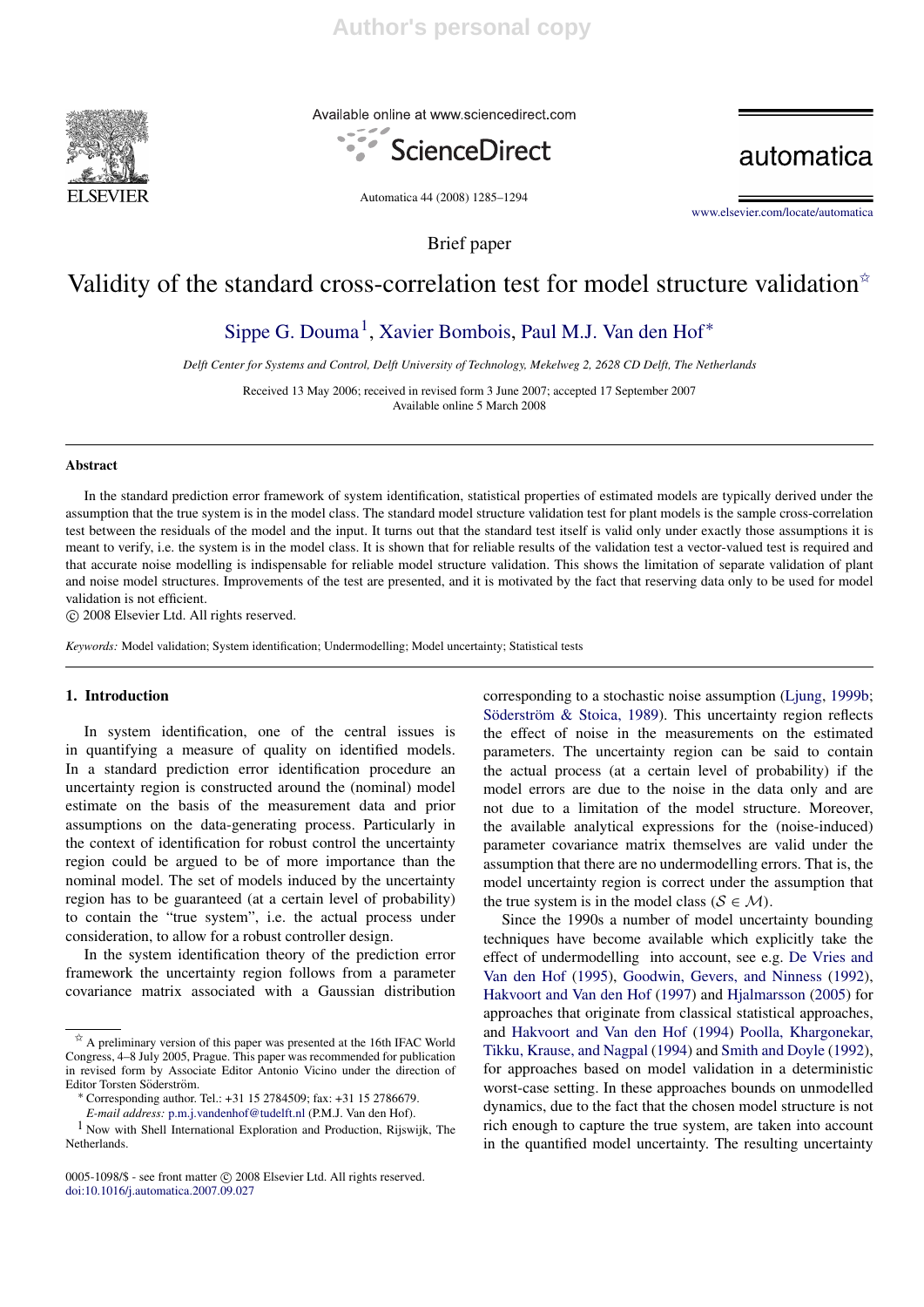Brief paper

# Validity of the standard cross-correlation test for model structure validation[☆]

Sippe G. Douma[1], Xavier Bombois, Paul M.J. Van den Hof[*]

*Delft Center for Systems and Control, Delft University of Technology, Mekelweg 2, 2628 CD Delft, The Netherlands*

Received 13 May 2006; received in revised form 3 June 2007; accepted 17 September 2007
Available online 5 March 2008

## Abstract

In the standard prediction error framework of system identification, statistical properties of estimated models are typically derived under the assumption that the true system is in the model class. The standard model structure validation test for plant models is the sample cross-correlation test between the residuals of the model and the input. It turns out that the standard test itself is valid only under exactly those assumptions it is meant to verify, i.e. the system is in the model class. It is shown that for reliable results of the validation test a vector-valued test is required and that accurate noise modelling is indispensable for reliable model structure validation. This shows the limitation of separate validation of plant and noise model structures. Improvements of the test are presented, and it is motivated by the fact that reserving data only to be used for model validation is not efficient.

© 2008 Elsevier Ltd. All rights reserved.

*Keywords:* Model validation; System identification; Undermodelling; Model uncertainty; Statistical tests

## 1. Introduction

In system identification, one of the central issues is in quantifying a measure of quality on identified models. In a standard prediction error identification procedure an uncertainty region is constructed around the (nominal) model estimate on the basis of the measurement data and prior assumptions on the data-generating process. Particularly in the context of identification for robust control the uncertainty region could be argued to be of more importance than the nominal model. The set of models induced by the uncertainty region has to be guaranteed (at a certain level of probability) to contain the "true system", i.e. the actual process under consideration, to allow for a robust controller design.

In the system identification theory of the prediction error framework the uncertainty region follows from a parameter covariance matrix associated with a Gaussian distribution corresponding to a stochastic noise assumption (Ljung, 1999b; Söderström & Stoica, 1989). This uncertainty region reflects the effect of noise in the measurements on the estimated parameters. The uncertainty region can be said to contain the actual process (at a certain level of probability) if the model errors are due to the noise in the data only and are not due to a limitation of the model structure. Moreover, the available analytical expressions for the (noise-induced) parameter covariance matrix themselves are valid under the assumption that there are no undermodelling errors. That is, the model uncertainty region is correct under the assumption that the true system is in the model class ($\mathcal{S} \in \mathcal{M}$).

Since the 1990s a number of model uncertainty bounding techniques have become available which explicitly take the effect of undermodelling into account, see e.g. De Vries and Van den Hof (1995), Goodwin, Gevers, and Ninness (1992), Hakvoort and Van den Hof (1997) and Hjalmarsson (2005) for approaches that originate from classical statistical approaches, and Hakvoort and Van den Hof (1994) Poolla, Khargonekar, Tikku, Krause, and Nagpal (1994) and Smith and Doyle (1992), for approaches based on model validation in a deterministic worst-case setting. In these approaches bounds on unmodelled dynamics, due to the fact that the chosen model structure is not rich enough to capture the true system, are taken into account in the quantified model uncertainty. The resulting uncertainty

---

[☆] A preliminary version of this paper was presented at the 16th IFAC World Congress, 4–8 July 2005, Prague. This paper was recommended for publication in revised form by Associate Editor Antonio Vicino under the direction of Editor Torsten Söderström.

[*] Corresponding author. Tel.: +31 15 2784509; fax: +31 15 2786679.
*E-mail address:* p.m.j.vandenhof@tudelft.nl (P.M.J. Van den Hof).

[1] Now with Shell International Exploration and Production, Rijswijk, The Netherlands.

0005-1098/$ - see front matter © 2008 Elsevier Ltd. All rights reserved.
doi:10.1016/j.automatica.2007.09.027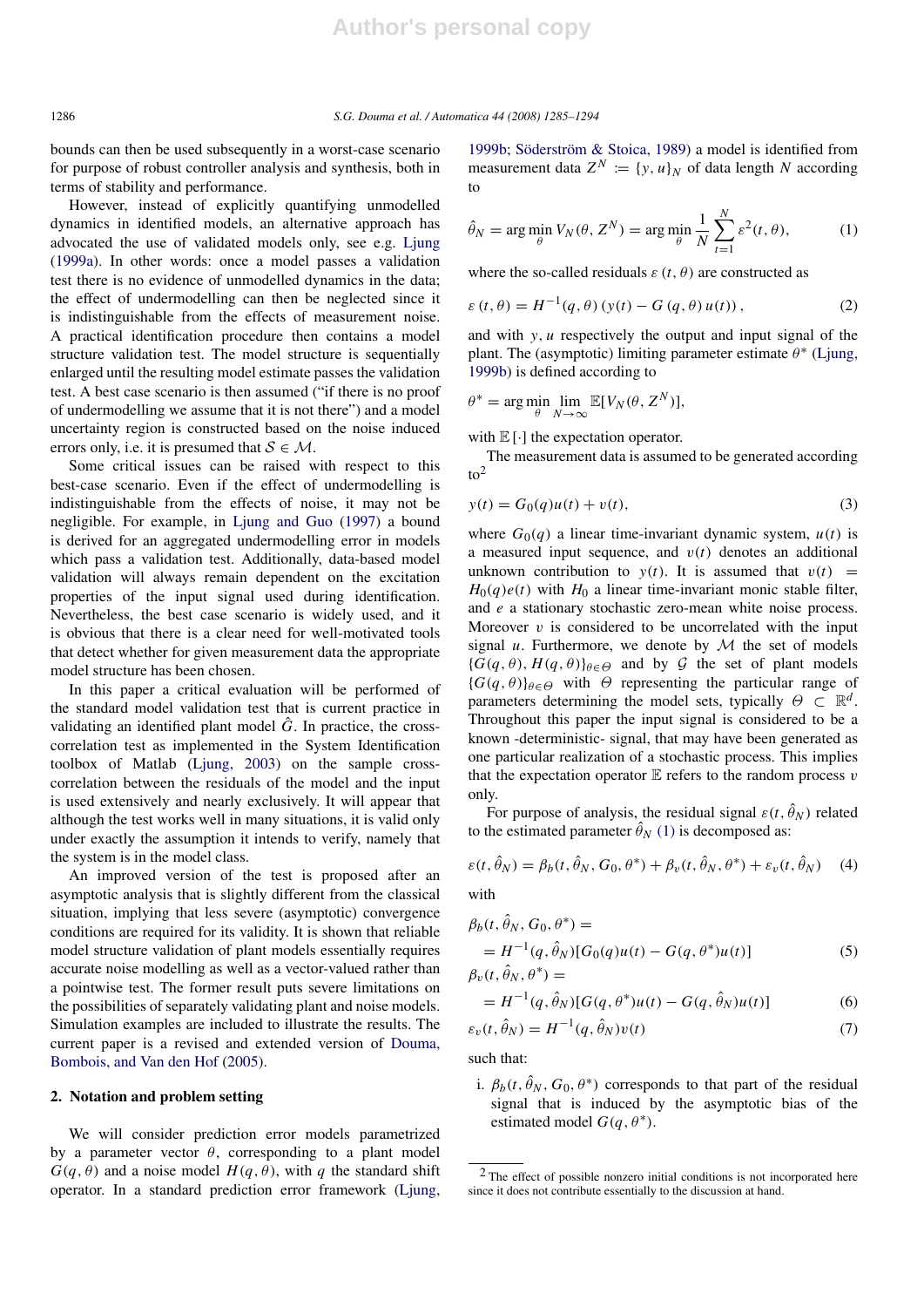bounds can then be used subsequently in a worst-case scenario for purpose of robust controller analysis and synthesis, both in terms of stability and performance.

However, instead of explicitly quantifying unmodelled dynamics in identified models, an alternative approach has advocated the use of validated models only, see e.g. Ljung (1999a). In other words: once a model passes a validation test there is no evidence of unmodelled dynamics in the data; the effect of undermodelling can then be neglected since it is indistinguishable from the effects of measurement noise. A practical identification procedure then contains a model structure validation test. The model structure is sequentially enlarged until the resulting model estimate passes the validation test. A best case scenario is then assumed ("if there is no proof of undermodelling we assume that it is not there") and a model uncertainty region is constructed based on the noise induced errors only, i.e. it is presumed that $\mathcal{S} \in \mathcal{M}$.

Some critical issues can be raised with respect to this best-case scenario. Even if the effect of undermodelling is indistinguishable from the effects of noise, it may not be negligible. For example, in Ljung and Guo (1997) a bound is derived for an aggregated undermodelling error in models which pass a validation test. Additionally, data-based model validation will always remain dependent on the excitation properties of the input signal used during identification. Nevertheless, the best case scenario is widely used, and it is obvious that there is a clear need for well-motivated tools that detect whether for given measurement data the appropriate model structure has been chosen.

In this paper a critical evaluation will be performed of the standard model validation test that is current practice in validating an identified plant model $\hat{G}$. In practice, the cross-correlation test as implemented in the System Identification toolbox of Matlab (Ljung, 2003) on the sample cross-correlation between the residuals of the model and the input is used extensively and nearly exclusively. It will appear that although the test works well in many situations, it is valid only under exactly the assumption it intends to verify, namely that the system is in the model class.

An improved version of the test is proposed after an asymptotic analysis that is slightly different from the classical situation, implying that less severe (asymptotic) convergence conditions are required for its validity. It is shown that reliable model structure validation of plant models essentially requires accurate noise modelling as well as a vector-valued rather than a pointwise test. The former result puts severe limitations on the possibilities of separately validating plant and noise models. Simulation examples are included to illustrate the results. The current paper is a revised and extended version of Douma, Bombois, and Van den Hof (2005).

## 2. Notation and problem setting

We will consider prediction error models parametrized by a parameter vector $\theta$, corresponding to a plant model $G(q, \theta)$ and a noise model $H(q, \theta)$, with $q$ the standard shift operator. In a standard prediction error framework (Ljung, 1999b; Söderström & Stoica, 1989) a model is identified from measurement data $Z^N := \{y, u\}_N$ of data length $N$ according to

$$\hat{\theta}_N = \arg\min_{\theta} V_N(\theta, Z^N) = \arg\min_{\theta} \frac{1}{N} \sum_{t=1}^{N} \varepsilon^2(t, \theta), \tag{1}$$

where the so-called residuals $\varepsilon(t, \theta)$ are constructed as

$$\varepsilon(t, \theta) = H^{-1}(q, \theta)\left(y(t) - G(q, \theta)\, u(t)\right), \tag{2}$$

and with $y, u$ respectively the output and input signal of the plant. The (asymptotic) limiting parameter estimate $\theta^*$ (Ljung, 1999b) is defined according to

$$\theta^* = \arg\min_{\theta} \lim_{N\to\infty} \mathbb{E}[V_N(\theta, Z^N)],$$

with $\mathbb{E}[\cdot]$ the expectation operator.

The measurement data is assumed to be generated according to[2]

$$y(t) = G_0(q)u(t) + v(t), \tag{3}$$

where $G_0(q)$ a linear time-invariant dynamic system, $u(t)$ is a measured input sequence, and $v(t)$ denotes an additional unknown contribution to $y(t)$. It is assumed that $v(t) = H_0(q)e(t)$ with $H_0$ a linear time-invariant monic stable filter, and $e$ a stationary stochastic zero-mean white noise process. Moreover $v$ is considered to be uncorrelated with the input signal $u$. Furthermore, we denote by $\mathcal{M}$ the set of models $\{G(q, \theta), H(q, \theta)\}_{\theta \in \Theta}$ and by $\mathcal{G}$ the set of plant models $\{G(q, \theta)\}_{\theta \in \Theta}$ with $\Theta$ representing the particular range of parameters determining the model sets, typically $\Theta \subset \mathbb{R}^d$. Throughout this paper the input signal is considered to be a known -deterministic- signal, that may have been generated as one particular realization of a stochastic process. This implies that the expectation operator $\mathbb{E}$ refers to the random process $v$ only.

For purpose of analysis, the residual signal $\varepsilon(t, \hat{\theta}_N)$ related to the estimated parameter $\hat{\theta}_N$ (1) is decomposed as:

$$\varepsilon(t, \hat{\theta}_N) = \beta_b(t, \hat{\theta}_N, G_0, \theta^*) + \beta_v(t, \hat{\theta}_N, \theta^*) + \varepsilon_v(t, \hat{\theta}_N) \tag{4}$$

with

$$\beta_b(t, \hat{\theta}_N, G_0, \theta^*) = \\ = H^{-1}(q, \hat{\theta}_N)[G_0(q)u(t) - G(q, \theta^*)u(t)] \tag{5}$$

$$\beta_v(t, \hat{\theta}_N, \theta^*) = \\ = H^{-1}(q, \hat{\theta}_N)[G(q, \theta^*)u(t) - G(q, \hat{\theta}_N)u(t)] \tag{6}$$

$$\varepsilon_v(t, \hat{\theta}_N) = H^{-1}(q, \hat{\theta}_N)v(t) \tag{7}$$

such that:

i. $\beta_b(t, \hat{\theta}_N, G_0, \theta^*)$ corresponds to that part of the residual signal that is induced by the asymptotic bias of the estimated model $G(q, \theta^*)$.

[2] The effect of possible nonzero initial conditions is not incorporated here since it does not contribute essentially to the discussion at hand.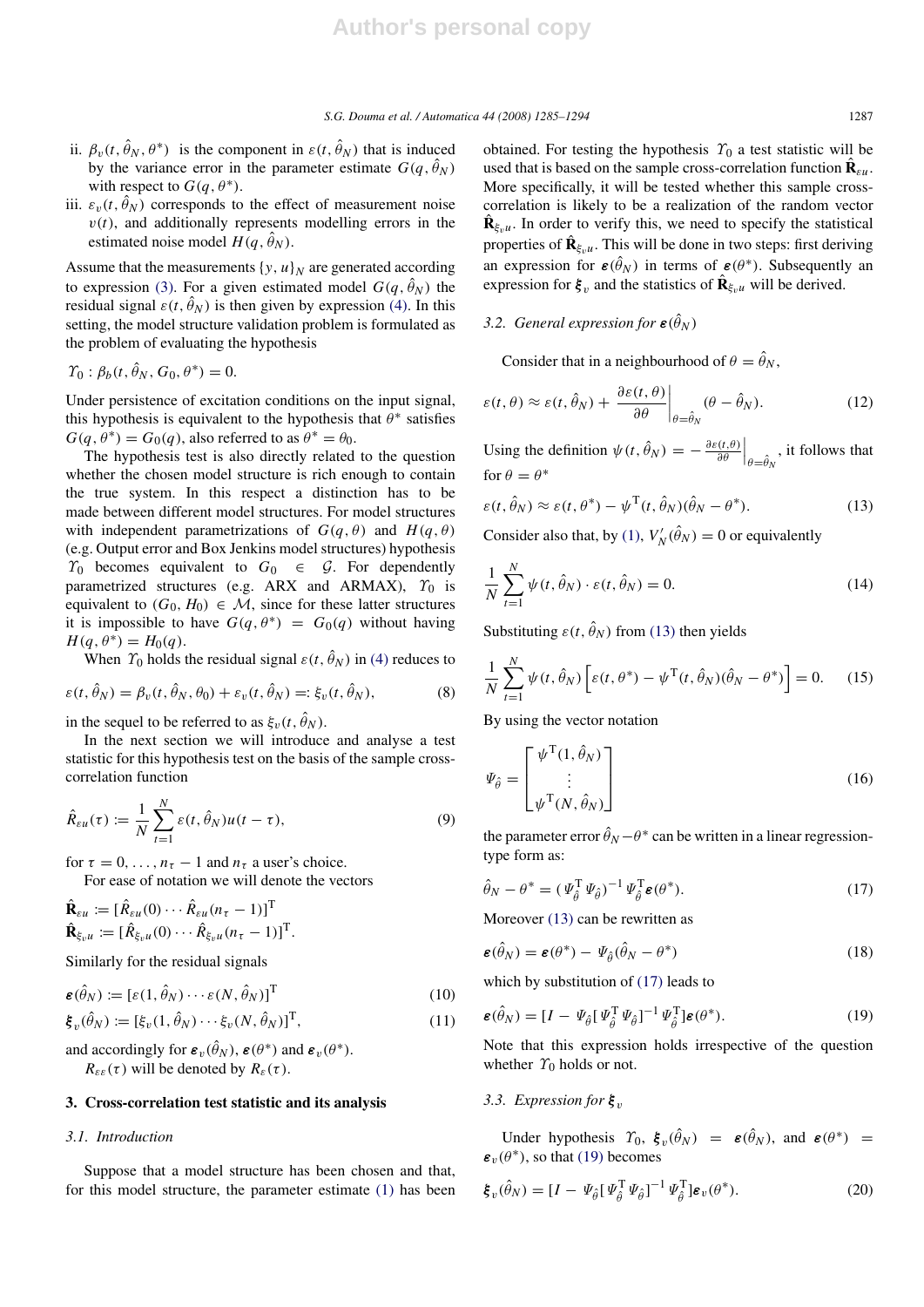ii. $\beta_v(t, \hat{\theta}_N, \theta^*)$ is the component in $\varepsilon(t, \hat{\theta}_N)$ that is induced by the variance error in the parameter estimate $G(q, \hat{\theta}_N)$ with respect to $G(q, \theta^*)$.

iii. $\varepsilon_v(t, \hat{\theta}_N)$ corresponds to the effect of measurement noise $v(t)$, and additionally represents modelling errors in the estimated noise model $H(q, \hat{\theta}_N)$.

Assume that the measurements $\{y, u\}_N$ are generated according to expression (3). For a given estimated model $G(q, \hat{\theta}_N)$ the residual signal $\varepsilon(t, \hat{\theta}_N)$ is then given by expression (4). In this setting, the model structure validation problem is formulated as the problem of evaluating the hypothesis

$$\Upsilon_0 : \beta_b(t, \hat{\theta}_N, G_0, \theta^*) = 0.$$

Under persistence of excitation conditions on the input signal, this hypothesis is equivalent to the hypothesis that $\theta^*$ satisfies $G(q, \theta^*) = G_0(q)$, also referred to as $\theta^* = \theta_0$.

The hypothesis test is also directly related to the question whether the chosen model structure is rich enough to contain the true system. In this respect a distinction has to be made between different model structures. For model structures with independent parametrizations of $G(q, \theta)$ and $H(q, \theta)$ (e.g. Output error and Box Jenkins model structures) hypothesis $\Upsilon_0$ becomes equivalent to $G_0 \in \mathcal{G}$. For dependently parametrized structures (e.g. ARX and ARMAX), $\Upsilon_0$ is equivalent to $(G_0, H_0) \in \mathcal{M}$, since for these latter structures it is impossible to have $G(q, \theta^*) = G_0(q)$ without having $H(q, \theta^*) = H_0(q)$.

When $\Upsilon_0$ holds the residual signal $\varepsilon(t, \hat{\theta}_N)$ in (4) reduces to

$$\varepsilon(t, \hat{\theta}_N) = \beta_v(t, \hat{\theta}_N, \theta_0) + \varepsilon_v(t, \hat{\theta}_N) =: \xi_v(t, \hat{\theta}_N), \tag{8}$$

in the sequel to be referred to as $\xi_v(t, \hat{\theta}_N)$.

In the next section we will introduce and analyse a test statistic for this hypothesis test on the basis of the sample cross-correlation function

$$\hat{R}_{\varepsilon u}(\tau) := \frac{1}{N} \sum_{t=1}^{N} \varepsilon(t, \hat{\theta}_N) u(t - \tau), \tag{9}$$

for $\tau = 0, \ldots, n_\tau - 1$ and $n_\tau$ a user's choice.

For ease of notation we will denote the vectors

$$\hat{\mathbf{R}}_{\varepsilon u} := [\hat{R}_{\varepsilon u}(0) \cdots \hat{R}_{\varepsilon u}(n_\tau - 1)]^{\mathrm{T}}$$
$$\hat{\mathbf{R}}_{\xi_v u} := [\hat{R}_{\xi_v u}(0) \cdots \hat{R}_{\xi_v u}(n_\tau - 1)]^{\mathrm{T}}.$$

Similarly for the residual signals

$$\boldsymbol{\varepsilon}(\hat{\theta}_N) := [\varepsilon(1, \hat{\theta}_N) \cdots \varepsilon(N, \hat{\theta}_N)]^{\mathrm{T}} \tag{10}$$

$$\boldsymbol{\xi}_v(\hat{\theta}_N) := [\xi_v(1, \hat{\theta}_N) \cdots \xi_v(N, \hat{\theta}_N)]^{\mathrm{T}}, \tag{11}$$

and accordingly for $\boldsymbol{\varepsilon}_v(\hat{\theta}_N)$, $\boldsymbol{\varepsilon}(\theta^*)$ and $\boldsymbol{\varepsilon}_v(\theta^*)$.

$R_{\varepsilon\varepsilon}(\tau)$ will be denoted by $R_\varepsilon(\tau)$.

## 3. Cross-correlation test statistic and its analysis

### 3.1. Introduction

Suppose that a model structure has been chosen and that, for this model structure, the parameter estimate (1) has been obtained. For testing the hypothesis $\Upsilon_0$ a test statistic will be used that is based on the sample cross-correlation function $\hat{\mathbf{R}}_{\varepsilon u}$. More specifically, it will be tested whether this sample cross-correlation is likely to be a realization of the random vector $\hat{\mathbf{R}}_{\xi_v u}$. In order to verify this, we need to specify the statistical properties of $\hat{\mathbf{R}}_{\xi_v u}$. This will be done in two steps: first deriving an expression for $\boldsymbol{\varepsilon}(\hat{\theta}_N)$ in terms of $\boldsymbol{\varepsilon}(\theta^*)$. Subsequently an expression for $\boldsymbol{\xi}_v$ and the statistics of $\hat{\mathbf{R}}_{\xi_v u}$ will be derived.

### 3.2. General expression for $\boldsymbol{\varepsilon}(\hat{\theta}_N)$

Consider that in a neighbourhood of $\theta = \hat{\theta}_N$,

$$\varepsilon(t, \theta) \approx \varepsilon(t, \hat{\theta}_N) + \left.\frac{\partial \varepsilon(t, \theta)}{\partial \theta}\right|_{\theta = \hat{\theta}_N} (\theta - \hat{\theta}_N). \tag{12}$$

Using the definition $\psi(t, \hat{\theta}_N) = -\left.\frac{\partial \varepsilon(t,\theta)}{\partial \theta}\right|_{\theta = \hat{\theta}_N}$, it follows that for $\theta = \theta^*$

$$\varepsilon(t, \hat{\theta}_N) \approx \varepsilon(t, \theta^*) - \psi^{\mathrm{T}}(t, \hat{\theta}_N)(\hat{\theta}_N - \theta^*). \tag{13}$$

Consider also that, by (1), $V_N'(\hat{\theta}_N) = 0$ or equivalently

$$\frac{1}{N} \sum_{t=1}^{N} \psi(t, \hat{\theta}_N) \cdot \varepsilon(t, \hat{\theta}_N) = 0. \tag{14}$$

Substituting $\varepsilon(t, \hat{\theta}_N)$ from (13) then yields

$$\frac{1}{N} \sum_{t=1}^{N} \psi(t, \hat{\theta}_N) \left[ \varepsilon(t, \theta^*) - \psi^{\mathrm{T}}(t, \hat{\theta}_N)(\hat{\theta}_N - \theta^*) \right] = 0. \tag{15}$$

By using the vector notation

$$\Psi_{\hat{\theta}} = \begin{bmatrix} \psi^{\mathrm{T}}(1, \hat{\theta}_N) \\ \vdots \\ \psi^{\mathrm{T}}(N, \hat{\theta}_N) \end{bmatrix} \tag{16}$$

the parameter error $\hat{\theta}_N - \theta^*$ can be written in a linear regression-type form as:

$$\hat{\theta}_N - \theta^* = (\Psi_{\hat{\theta}}^{\mathrm{T}} \Psi_{\hat{\theta}})^{-1} \Psi_{\hat{\theta}}^{\mathrm{T}} \boldsymbol{\varepsilon}(\theta^*). \tag{17}$$

Moreover (13) can be rewritten as

$$\boldsymbol{\varepsilon}(\hat{\theta}_N) = \boldsymbol{\varepsilon}(\theta^*) - \Psi_{\hat{\theta}}(\hat{\theta}_N - \theta^*) \tag{18}$$

which by substitution of (17) leads to

$$\boldsymbol{\varepsilon}(\hat{\theta}_N) = [I - \Psi_{\hat{\theta}}[\Psi_{\hat{\theta}}^{\mathrm{T}} \Psi_{\hat{\theta}}]^{-1} \Psi_{\hat{\theta}}^{\mathrm{T}}] \boldsymbol{\varepsilon}(\theta^*). \tag{19}$$

Note that this expression holds irrespective of the question whether $\Upsilon_0$ holds or not.

### 3.3. Expression for $\boldsymbol{\xi}_v$

Under hypothesis $\Upsilon_0$, $\boldsymbol{\xi}_v(\hat{\theta}_N) = \boldsymbol{\varepsilon}(\hat{\theta}_N)$, and $\boldsymbol{\varepsilon}(\theta^*) = \boldsymbol{\varepsilon}_v(\theta^*)$, so that (19) becomes

$$\boldsymbol{\xi}_v(\hat{\theta}_N) = [I - \Psi_{\hat{\theta}}[\Psi_{\hat{\theta}}^{\mathrm{T}} \Psi_{\hat{\theta}}]^{-1} \Psi_{\hat{\theta}}^{\mathrm{T}}] \boldsymbol{\varepsilon}_v(\theta^*). \tag{20}$$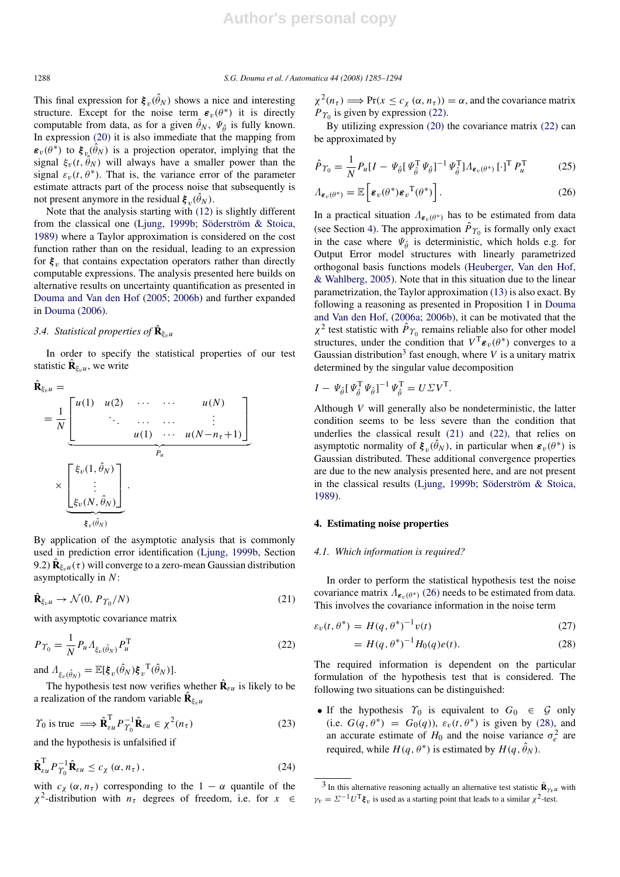This final expression for $\boldsymbol{\xi}_v(\hat{\theta}_N)$ shows a nice and interesting structure. Except for the noise term $\boldsymbol{\varepsilon}_v(\theta^*)$ it is directly computable from data, as for a given $\hat{\theta}_N$, $\Psi_{\hat{\theta}}$ is fully known. In expression (20) it is also immediate that the mapping from $\boldsymbol{\varepsilon}_v(\theta^*)$ to $\boldsymbol{\xi}_v(\hat{\theta}_N)$ is a projection operator, implying that the signal $\xi_v(t, \hat{\theta}_N)$ will always have a smaller power than the signal $\varepsilon_v(t, \theta^*)$. That is, the variance error of the parameter estimate attracts part of the process noise that subsequently is not present anymore in the residual $\boldsymbol{\xi}_v(\hat{\theta}_N)$.

Note that the analysis starting with (12) is slightly different from the classical one (Ljung, 1999b; Söderström & Stoica, 1989) where a Taylor approximation is considered on the cost function rather than on the residual, leading to an expression for $\boldsymbol{\xi}_v$ that contains expectation operators rather than directly computable expressions. The analysis presented here builds on alternative results on uncertainty quantification as presented in Douma and Van den Hof (2005; 2006b) and further expanded in Douma (2006).

### 3.4. Statistical properties of $\hat{\mathbf{R}}_{\xi_v u}$

In order to specify the statistical properties of our test statistic $\hat{\mathbf{R}}_{\xi_v u}$, we write

$$\hat{\mathbf{R}}_{\xi_v u} = \underbrace{\frac{1}{N}\begin{bmatrix} u(1) & u(2) & \cdots & \cdots & u(N) \\ & \ddots & \cdots & \cdots & \vdots \\ & & u(1) & \cdots & u(N-n_\tau+1) \end{bmatrix}}_{P_u} \times \underbrace{\begin{bmatrix} \xi_v(1, \hat{\theta}_N) \\ \vdots \\ \xi_v(N, \hat{\theta}_N) \end{bmatrix}}_{\boldsymbol{\xi}_v(\hat{\theta}_N)}.$$

By application of the asymptotic analysis that is commonly used in prediction error identification (Ljung, 1999b, Section 9.2) $\hat{\mathbf{R}}_{\xi_v u}(\tau)$ will converge to a zero-mean Gaussian distribution asymptotically in $N$:

$$\hat{\mathbf{R}}_{\xi_v u} \to \mathcal{N}(0, P_{\Upsilon_0}/N) \tag{21}$$

with asymptotic covariance matrix

$$P_{\Upsilon_0} = \frac{1}{N} P_u \Lambda_{\xi_v(\hat{\theta}_N)} P_u^{\mathrm{T}} \tag{22}$$

and $\Lambda_{\xi_v(\hat{\theta}_N)} = \mathbb{E}[\boldsymbol{\xi}_v(\hat{\theta}_N)\boldsymbol{\xi}_v{}^{\mathrm{T}}(\hat{\theta}_N)]$.

The hypothesis test now verifies whether $\hat{\mathbf{R}}_{\varepsilon u}$ is likely to be a realization of the random variable $\hat{\mathbf{R}}_{\xi_v u}$

$$\Upsilon_0 \text{ is true} \implies \hat{\mathbf{R}}_{\varepsilon u}^{\mathrm{T}} P_{\Upsilon_0}^{-1} \hat{\mathbf{R}}_{\varepsilon u} \in \chi^2(n_\tau) \tag{23}$$

and the hypothesis is unfalsified if

$$\hat{\mathbf{R}}_{\varepsilon u}^{\mathrm{T}} P_{\Upsilon_0}^{-1} \hat{\mathbf{R}}_{\varepsilon u} \leq c_\chi(\alpha, n_\tau), \tag{24}$$

with $c_\chi(\alpha, n_\tau)$ corresponding to the $1-\alpha$ quantile of the $\chi^2$-distribution with $n_\tau$ degrees of freedom, i.e. for $x \in \chi^2(n_\tau) \implies \Pr(x \leq c_\chi(\alpha, n_\tau)) = \alpha$, and the covariance matrix $P_{\Upsilon_0}$ is given by expression (22).

By utilizing expression (20) the covariance matrix (22) can be approximated by

$$\hat{P}_{\Upsilon_0} = \frac{1}{N} P_u [I - \Psi_{\hat{\theta}}[\Psi_{\hat{\theta}}^{\mathrm{T}} \Psi_{\hat{\theta}}]^{-1} \Psi_{\hat{\theta}}^{\mathrm{T}}] \Lambda_{\boldsymbol{\varepsilon}_v(\theta^*)} [\cdot]^{\mathrm{T}} P_u^{\mathrm{T}} \tag{25}$$

$$\Lambda_{\boldsymbol{\varepsilon}_v(\theta^*)} = \mathbb{E}\left[\boldsymbol{\varepsilon}_v(\theta^*)\boldsymbol{\varepsilon}_v{}^{\mathrm{T}}(\theta^*)\right]. \tag{26}$$

In a practical situation $\Lambda_{\boldsymbol{\varepsilon}_v(\theta^*)}$ has to be estimated from data (see Section 4). The approximation $\hat{P}_{\Upsilon_0}$ is formally only exact in the case where $\Psi_{\hat{\theta}}$ is deterministic, which holds e.g. for Output Error model structures with linearly parametrized orthogonal basis functions models (Heuberger, Van den Hof, & Wahlberg, 2005). Note that in this situation due to the linear parametrization, the Taylor approximation (13) is also exact. By following a reasoning as presented in Proposition 1 in Douma and Van den Hof, (2006a; 2006b), it can be motivated that the $\chi^2$ test statistic with $\hat{P}_{\Upsilon_0}$ remains reliable also for other model structures, under the condition that $V^{\mathrm{T}}\boldsymbol{\varepsilon}_v(\theta^*)$ converges to a Gaussian distribution[3] fast enough, where $V$ is a unitary matrix determined by the singular value decomposition

$$I - \Psi_{\hat{\theta}}[\Psi_{\hat{\theta}}^{\mathrm{T}} \Psi_{\hat{\theta}}]^{-1} \Psi_{\hat{\theta}}^{\mathrm{T}} = U \Sigma V^{\mathrm{T}}.$$

Although $V$ will generally also be nondeterministic, the latter condition seems to be less severe than the condition that underlies the classical result (21) and (22), that relies on asymptotic normality of $\boldsymbol{\xi}_v(\hat{\theta}_N)$, in particular when $\boldsymbol{\varepsilon}_v(\theta^*)$ is Gaussian distributed. These additional convergence properties are due to the new analysis presented here, and are not present in the classical results (Ljung, 1999b; Söderström & Stoica, 1989).

## 4. Estimating noise properties

### 4.1. Which information is required?

In order to perform the statistical hypothesis test the noise covariance matrix $\Lambda_{\boldsymbol{\varepsilon}_v(\theta^*)}$ (26) needs to be estimated from data. This involves the covariance information in the noise term

$$\varepsilon_v(t, \theta^*) = H(q, \theta^*)^{-1} v(t) \tag{27}$$

$$= H(q, \theta^*)^{-1} H_0(q) e(t). \tag{28}$$

The required information is dependent on the particular formulation of the hypothesis test that is considered. The following two situations can be distinguished:

- If the hypothesis $\Upsilon_0$ is equivalent to $G_0 \in \mathcal{G}$ only (i.e. $G(q, \theta^*) = G_0(q)$), $\varepsilon_v(t, \theta^*)$ is given by (28), and an accurate estimate of $H_0$ and the noise variance $\sigma_e^2$ are required, while $H(q, \theta^*)$ is estimated by $H(q, \hat{\theta}_N)$.

[3] In this alternative reasoning actually an alternative test statistic $\hat{\mathbf{R}}_{\gamma_v u}$ with $\gamma_v = \Sigma^{-1} U^{\mathrm{T}} \boldsymbol{\xi}_v$ is used as a starting point that leads to a similar $\chi^2$-test.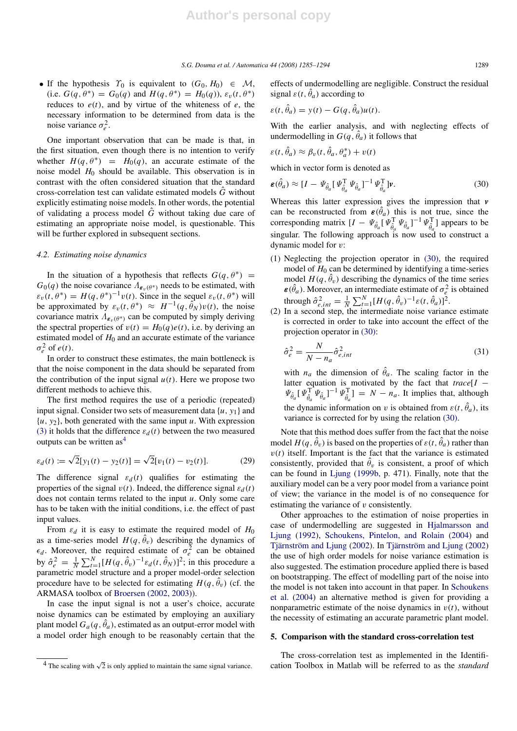- If the hypothesis $\Upsilon_0$ is equivalent to $(G_0, H_0) \in \mathcal{M}$, (i.e. $G(q, \theta^*) = G_0(q)$ and $H(q, \theta^*) = H_0(q)$), $\varepsilon_v(t, \theta^*)$ reduces to $e(t)$, and by virtue of the whiteness of $e$, the necessary information to be determined from data is the noise variance $\sigma_e^2$.

One important observation that can be made is that, in the first situation, even though there is no intention to verify whether $H(q, \theta^*) = H_0(q)$, an accurate estimate of the noise model $H_0$ should be available. This observation is in contrast with the often considered situation that the standard cross-correlation test can validate estimated models $\hat{G}$ without explicitly estimating noise models. In other words, the potential of validating a process model $\hat{G}$ without taking due care of estimating an appropriate noise model, is questionable. This will be further explored in subsequent sections.

### 4.2. Estimating noise dynamics

In the situation of a hypothesis that reflects $G(q, \theta^*) = G_0(q)$ the noise covariance $\Lambda_{\boldsymbol{\varepsilon}_v(\theta^*)}$ needs to be estimated, with $\varepsilon_v(t, \theta^*) = H(q, \theta^*)^{-1}v(t)$. Since in the sequel $\varepsilon_v(t, \theta^*)$ will be approximated by $\varepsilon_v(t, \theta^*) \approx H^{-1}(q, \hat{\theta}_N)v(t)$, the noise covariance matrix $\Lambda_{\boldsymbol{\varepsilon}_v(\theta^*)}$ can be computed by simply deriving the spectral properties of $v(t) = H_0(q)e(t)$, i.e. by deriving an estimated model of $H_0$ and an accurate estimate of the variance $\sigma_e^2$ of $e(t)$.

In order to construct these estimates, the main bottleneck is that the noise component in the data should be separated from the contribution of the input signal $u(t)$. Here we propose two different methods to achieve this.

The first method requires the use of a periodic (repeated) input signal. Consider two sets of measurement data $\{u, y_1\}$ and $\{u, y_2\}$, both generated with the same input $u$. With expression (3) it holds that the difference $\varepsilon_d(t)$ between the two measured outputs can be written as[4]

$$\varepsilon_d(t) := \sqrt{2}[y_1(t) - y_2(t)] = \sqrt{2}[v_1(t) - v_2(t)]. \tag{29}$$

The difference signal $\varepsilon_d(t)$ qualifies for estimating the properties of the signal $v(t)$. Indeed, the difference signal $\varepsilon_d(t)$ does not contain terms related to the input $u$. Only some care has to be taken with the initial conditions, i.e. the effect of past input values.

From $\varepsilon_d$ it is easy to estimate the required model of $H_0$ as a time-series model $H(q, \hat{\theta}_v)$ describing the dynamics of $\epsilon_d$. Moreover, the required estimate of $\sigma_e^2$ can be obtained by $\hat{\sigma}_e^2 = \frac{1}{N}\sum_{t=1}^{N}[H(q, \hat{\theta}_v)^{-1}\varepsilon_d(t, \hat{\theta}_N)]^2$; in this procedure a parametric model structure and a proper model-order selection procedure have to be selected for estimating $H(q, \hat{\theta}_v)$ (cf. the ARMASA toolbox of Broersen (2002, 2003)).

In case the input signal is not a user's choice, accurate noise dynamics can be estimated by employing an auxiliary plant model $G_a(q, \hat{\theta}_a)$, estimated as an output-error model with a model order high enough to be reasonably certain that the effects of undermodelling are negligible. Construct the residual signal $\varepsilon(t, \hat{\theta}_a)$ according to

$$\varepsilon(t, \hat{\theta}_a) = y(t) - G(q, \hat{\theta}_a)u(t).$$

With the earlier analysis, and with neglecting effects of undermodelling in $G(q, \hat{\theta}_a)$ it follows that

$$\varepsilon(t, \hat{\theta}_a) \approx \beta_v(t, \hat{\theta}_a, \theta_a^*) + v(t)$$

which in vector form is denoted as

$$\boldsymbol{\varepsilon}(\hat{\theta}_a) \approx [I - \Psi_{\hat{\theta}_a}[\Psi_{\hat{\theta}_a}^{\mathrm{T}}\Psi_{\hat{\theta}_a}]^{-1}\Psi_{\hat{\theta}_a}^{\mathrm{T}}]\boldsymbol{v}. \tag{30}$$

Whereas this latter expression gives the impression that $\boldsymbol{v}$ can be reconstructed from $\boldsymbol{\varepsilon}(\hat{\theta}_a)$ this is not true, since the corresponding matrix $[I - \Psi_{\hat{\theta}_a}[\Psi_{\hat{\theta}_a}^{\mathrm{T}}\Psi_{\hat{\theta}_a}]^{-1}\Psi_{\hat{\theta}_a}^{\mathrm{T}}]$ appears to be singular. The following approach is now used to construct a dynamic model for $v$:

1. Neglecting the projection operator in (30), the required model of $H_0$ can be determined by identifying a time-series model $H(q, \hat{\theta}_v)$ describing the dynamics of the time series $\boldsymbol{\varepsilon}(\hat{\theta}_a)$. Moreover, an intermediate estimate of $\sigma_e^2$ is obtained through $\hat{\sigma}_{e,int}^2 = \frac{1}{N}\sum_{t=1}^{N}[H(q, \hat{\theta}_v)^{-1}\varepsilon(t, \hat{\theta}_a)]^2$.
2. In a second step, the intermediate noise variance estimate is corrected in order to take into account the effect of the projection operator in (30):

$$\hat{\sigma}_e^2 = \frac{N}{N - n_a}\hat{\sigma}_{e,int}^2 \tag{31}$$

with $n_a$ the dimension of $\hat{\theta}_a$. The scaling factor in the latter equation is motivated by the fact that $trace[I - \Psi_{\hat{\theta}_a}[\Psi_{\hat{\theta}_a}^{\mathrm{T}}\Psi_{\hat{\theta}_a}]^{-1}\Psi_{\hat{\theta}_a}^{\mathrm{T}}] = N - n_a$. It implies that, although the dynamic information on $v$ is obtained from $\varepsilon(t, \hat{\theta}_a)$, its variance is corrected for by using the relation (30).

Note that this method does suffer from the fact that the noise model $H(q, \hat{\theta}_v)$ is based on the properties of $\varepsilon(t, \hat{\theta}_a)$ rather than $v(t)$ itself. Important is the fact that the variance is estimated consistently, provided that $\hat{\theta}_v$ is consistent, a proof of which can be found in Ljung (1999b, p. 471). Finally, note that the auxiliary model can be a very poor model from a variance point of view; the variance in the model is of no consequence for estimating the variance of $v$ consistently.

Other approaches to the estimation of noise properties in case of undermodelling are suggested in Hjalmarsson and Ljung (1992), Schoukens, Pintelon, and Rolain (2004) and Tjärnström and Ljung (2002). In Tjärnström and Ljung (2002) the use of high order models for noise variance estimation is also suggested. The estimation procedure applied there is based on bootstrapping. The effect of modelling part of the noise into the model is not taken into account in that paper. In Schoukens et al. (2004) an alternative method is given for providing a nonparametric estimate of the noise dynamics in $v(t)$, without the necessity of estimating an accurate parametric plant model.

## 5. Comparison with the standard cross-correlation test

The cross-correlation test as implemented in the Identification Toolbox in Matlab will be referred to as the *standard*

[4] The scaling with $\sqrt{2}$ is only applied to maintain the same signal variance.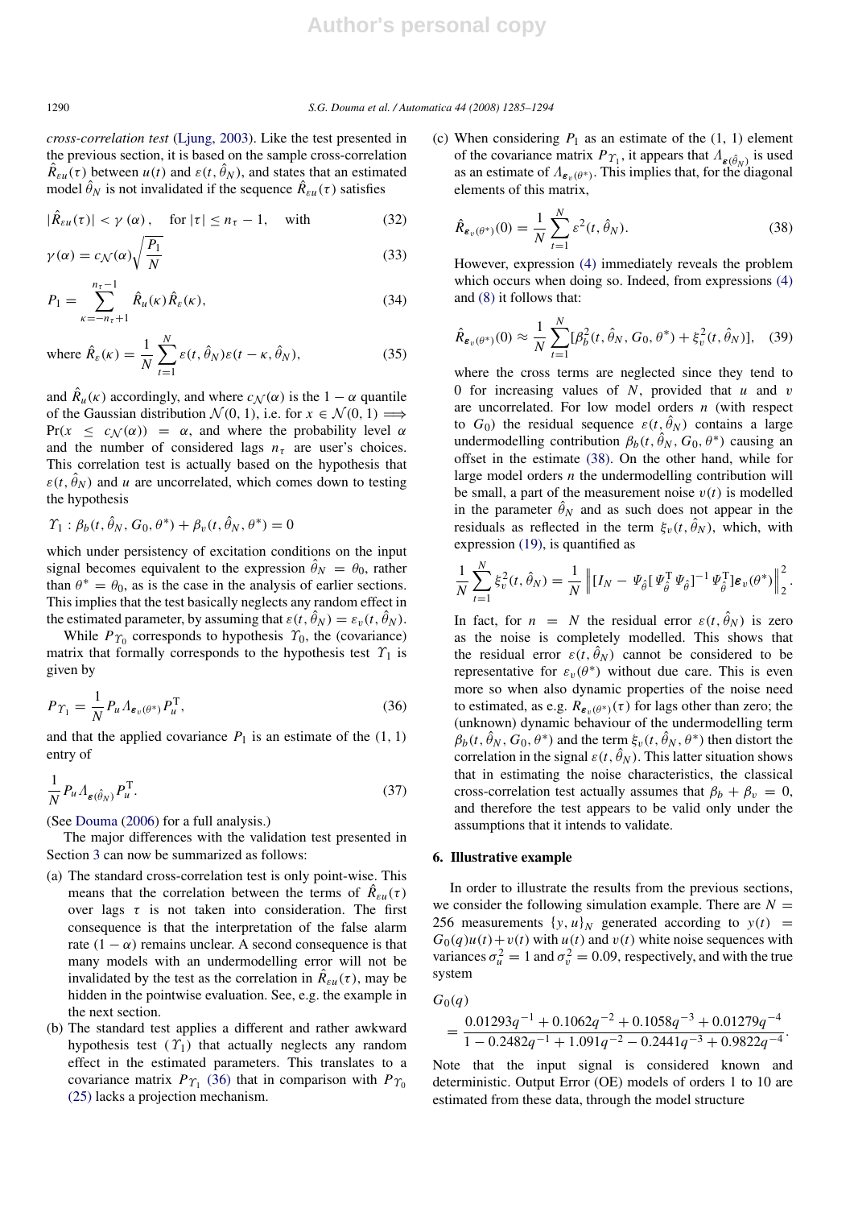*cross-correlation test* (Ljung, 2003). Like the test presented in the previous section, it is based on the sample cross-correlation $\hat{R}_{\varepsilon u}(\tau)$ between $u(t)$ and $\varepsilon(t, \hat{\theta}_N)$, and states that an estimated model $\hat{\theta}_N$ is not invalidated if the sequence $\hat{R}_{\varepsilon u}(\tau)$ satisfies

$$|\hat{R}_{\varepsilon u}(\tau)| < \gamma(\alpha), \quad \text{for } |\tau| \leq n_\tau - 1, \quad \text{with} \tag{32}$$

$$\gamma(\alpha) = c_{\mathcal{N}}(\alpha)\sqrt{\frac{P_1}{N}} \tag{33}$$

$$P_1 = \sum_{\kappa=-n_\tau+1}^{n_\tau-1} \hat{R}_u(\kappa)\hat{R}_\varepsilon(\kappa), \tag{34}$$

$$\text{where } \hat{R}_\varepsilon(\kappa) = \frac{1}{N}\sum_{t=1}^{N} \varepsilon(t, \hat{\theta}_N)\varepsilon(t-\kappa, \hat{\theta}_N), \tag{35}$$

and $\hat{R}_u(\kappa)$ accordingly, and where $c_{\mathcal{N}}(\alpha)$ is the $1-\alpha$ quantile of the Gaussian distribution $\mathcal{N}(0, 1)$, i.e. for $x \in \mathcal{N}(0, 1) \Longrightarrow \Pr(x \leq c_{\mathcal{N}}(\alpha)) = \alpha$, and where the probability level $\alpha$ and the number of considered lags $n_\tau$ are user's choices. This correlation test is actually based on the hypothesis that $\varepsilon(t, \hat{\theta}_N)$ and $u$ are uncorrelated, which comes down to testing the hypothesis

$$\Upsilon_1 : \beta_b(t, \hat{\theta}_N, G_0, \theta^*) + \beta_v(t, \hat{\theta}_N, \theta^*) = 0$$

which under persistency of excitation conditions on the input signal becomes equivalent to the expression $\hat{\theta}_N = \theta_0$, rather than $\theta^* = \theta_0$, as is the case in the analysis of earlier sections. This implies that the test basically neglects any random effect in the estimated parameter, by assuming that $\varepsilon(t, \hat{\theta}_N) = \varepsilon_v(t, \hat{\theta}_N)$.

While $P_{\Upsilon_0}$ corresponds to hypothesis $\Upsilon_0$, the (covariance) matrix that formally corresponds to the hypothesis test $\Upsilon_1$ is given by

$$P_{\Upsilon_1} = \frac{1}{N} P_u \Lambda_{\boldsymbol{\varepsilon}_v(\theta^*)} P_u^{\mathrm{T}}, \tag{36}$$

and that the applied covariance $P_1$ is an estimate of the (1, 1) entry of

$$\frac{1}{N} P_u \Lambda_{\boldsymbol{\varepsilon}(\hat{\theta}_N)} P_u^{\mathrm{T}}. \tag{37}$$

(See Douma (2006) for a full analysis.)

The major differences with the validation test presented in Section 3 can now be summarized as follows:

(a) The standard cross-correlation test is only point-wise. This means that the correlation between the terms of $\hat{R}_{\varepsilon u}(\tau)$ over lags $\tau$ is not taken into consideration. The first consequence is that the interpretation of the false alarm rate $(1-\alpha)$ remains unclear. A second consequence is that many models with an undermodelling error will not be invalidated by the test as the correlation in $\hat{R}_{\varepsilon u}(\tau)$, may be hidden in the pointwise evaluation. See, e.g. the example in the next section.

(b) The standard test applies a different and rather awkward hypothesis test $(\Upsilon_1)$ that actually neglects any random effect in the estimated parameters. This translates to a covariance matrix $P_{\Upsilon_1}$ (36) that in comparison with $P_{\Upsilon_0}$ (25) lacks a projection mechanism.

(c) When considering $P_1$ as an estimate of the (1, 1) element of the covariance matrix $P_{\Upsilon_1}$, it appears that $\Lambda_{\boldsymbol{\varepsilon}(\hat{\theta}_N)}$ is used as an estimate of $\Lambda_{\boldsymbol{\varepsilon}_v(\theta^*)}$. This implies that, for the diagonal elements of this matrix,

$$\hat{R}_{\boldsymbol{\varepsilon}_v(\theta^*)}(0) = \frac{1}{N}\sum_{t=1}^{N} \varepsilon^2(t, \hat{\theta}_N). \tag{38}$$

However, expression (4) immediately reveals the problem which occurs when doing so. Indeed, from expressions (4) and (8) it follows that:

$$\hat{R}_{\boldsymbol{\varepsilon}_v(\theta^*)}(0) \approx \frac{1}{N}\sum_{t=1}^{N}[\beta_b^2(t, \hat{\theta}_N, G_0, \theta^*) + \xi_v^2(t, \hat{\theta}_N)], \tag{39}$$

where the cross terms are neglected since they tend to 0 for increasing values of $N$, provided that $u$ and $v$ are uncorrelated. For low model orders $n$ (with respect to $G_0$) the residual sequence $\varepsilon(t, \hat{\theta}_N)$ contains a large undermodelling contribution $\beta_b(t, \hat{\theta}_N, G_0, \theta^*)$ causing an offset in the estimate (38). On the other hand, while for large model orders $n$ the undermodelling contribution will be small, a part of the measurement noise $v(t)$ is modelled in the parameter $\hat{\theta}_N$ and as such does not appear in the residuals as reflected in the term $\xi_v(t, \hat{\theta}_N)$, which, with expression (19), is quantified as

$$\frac{1}{N}\sum_{t=1}^{N}\xi_v^2(t, \hat{\theta}_N) = \frac{1}{N}\left\|[I_N - \Psi_{\hat{\theta}}[\Psi_{\hat{\theta}}^{\mathrm{T}}\Psi_{\hat{\theta}}]^{-1}\Psi_{\hat{\theta}}^{\mathrm{T}}]\boldsymbol{\varepsilon}_v(\theta^*)\right\|_2^2.$$

In fact, for $n = N$ the residual error $\varepsilon(t, \hat{\theta}_N)$ is zero as the noise is completely modelled. This shows that the residual error $\varepsilon(t, \hat{\theta}_N)$ cannot be considered to be representative for $\varepsilon_v(\theta^*)$ without due care. This is even more so when also dynamic properties of the noise need to estimated, as e.g. $R_{\boldsymbol{\varepsilon}_v(\theta^*)}(\tau)$ for lags other than zero; the (unknown) dynamic behaviour of the undermodelling term $\beta_b(t, \hat{\theta}_N, G_0, \theta^*)$ and the term $\xi_v(t, \hat{\theta}_N, \theta^*)$ then distort the correlation in the signal $\varepsilon(t, \hat{\theta}_N)$. This latter situation shows that in estimating the noise characteristics, the classical cross-correlation test actually assumes that $\beta_b + \beta_v = 0$, and therefore the test appears to be valid only under the assumptions that it intends to validate.

## 6. Illustrative example

In order to illustrate the results from the previous sections, we consider the following simulation example. There are $N = 256$ measurements $\{y, u\}_N$ generated according to $y(t) = G_0(q)u(t) + v(t)$ with $u(t)$ and $v(t)$ white noise sequences with variances $\sigma_u^2 = 1$ and $\sigma_v^2 = 0.09$, respectively, and with the true system

$$G_0(q) = \frac{0.01293q^{-1} + 0.1062q^{-2} + 0.1058q^{-3} + 0.01279q^{-4}}{1 - 0.2482q^{-1} + 1.091q^{-2} - 0.2441q^{-3} + 0.9822q^{-4}}.$$

Note that the input signal is considered known and deterministic. Output Error (OE) models of orders 1 to 10 are estimated from these data, through the model structure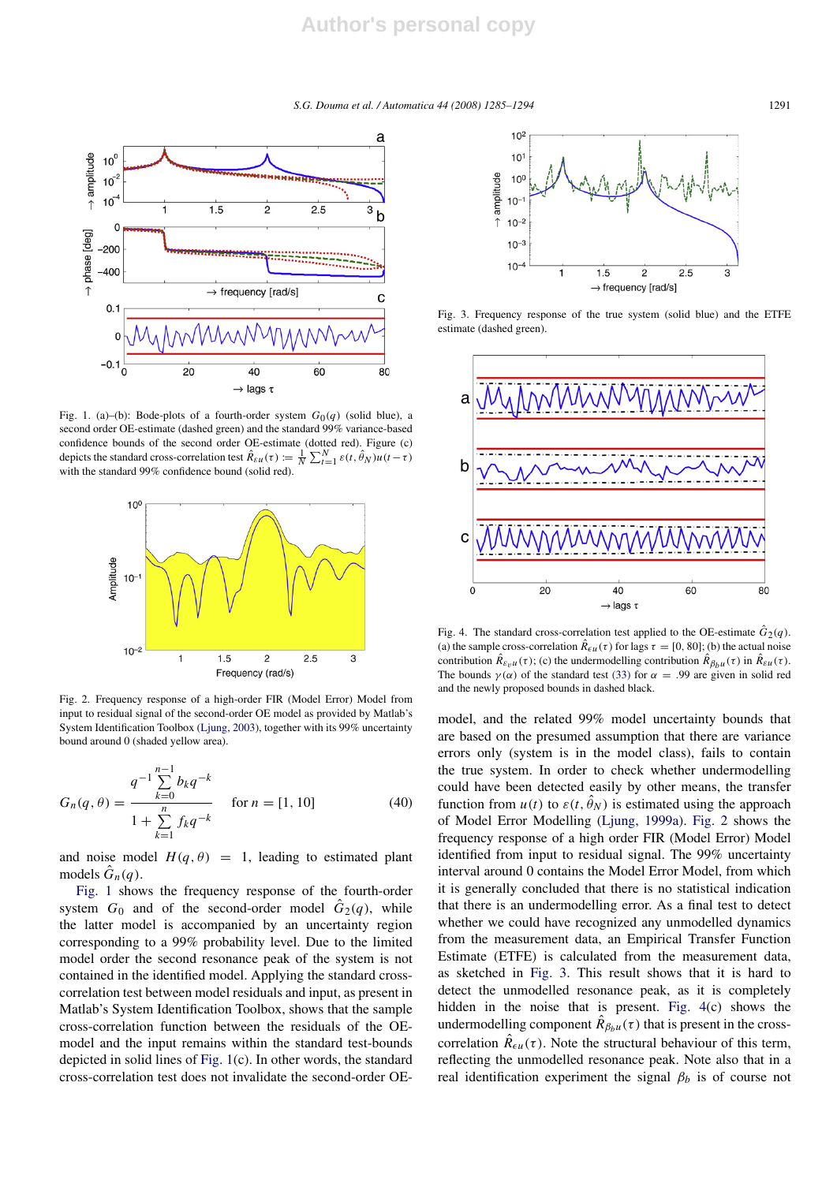Fig. 1. (a)–(b): Bode-plots of a fourth-order system $G_0(q)$ (solid blue), a second order OE-estimate (dashed green) and the standard 99% variance-based confidence bounds of the second order OE-estimate (dotted red). Figure (c) depicts the standard cross-correlation test $\hat{R}_{\varepsilon u}(\tau) := \frac{1}{N}\sum_{t=1}^{N} \varepsilon(t, \hat{\theta}_N)u(t-\tau)$ with the standard 99% confidence bound (solid red).

Fig. 2. Frequency response of a high-order FIR (Model Error) Model from input to residual signal of the second-order OE model as provided by Matlab's System Identification Toolbox (Ljung, 2003), together with its 99% uncertainty bound around 0 (shaded yellow area).

$$G_n(q,\theta) = \frac{q^{-1}\sum_{k=0}^{n-1} b_k q^{-k}}{1+\sum_{k=1}^{n} f_k q^{-k}} \quad \text{for } n = [1, 10] \tag{40}$$

and noise model $H(q,\theta) = 1$, leading to estimated plant models $\hat{G}_n(q)$.

Fig. 1 shows the frequency response of the fourth-order system $G_0$ and of the second-order model $\hat{G}_2(q)$, while the latter model is accompanied by an uncertainty region corresponding to a 99% probability level. Due to the limited model order the second resonance peak of the system is not contained in the identified model. Applying the standard cross-correlation test between model residuals and input, as present in Matlab's System Identification Toolbox, shows that the sample cross-correlation function between the residuals of the OE-model and the input remains within the standard test-bounds depicted in solid lines of Fig. 1(c). In other words, the standard cross-correlation test does not invalidate the second-order OE-model, and the related 99% model uncertainty bounds that are based on the presumed assumption that there are variance errors only (system is in the model class), fails to contain the true system. In order to check whether undermodelling could have been detected easily by other means, the transfer function from $u(t)$ to $\varepsilon(t, \hat{\theta}_N)$ is estimated using the approach of Model Error Modelling (Ljung, 1999a). Fig. 2 shows the frequency response of a high order FIR (Model Error) Model identified from input to residual signal. The 99% uncertainty interval around 0 contains the Model Error Model, from which it is generally concluded that there is no statistical indication that there is an undermodelling error. As a final test to detect whether we could have recognized any unmodelled dynamics from the measurement data, an Empirical Transfer Function Estimate (ETFE) is calculated from the measurement data, as sketched in Fig. 3. This result shows that it is hard to detect the unmodelled resonance peak, as it is completely hidden in the noise that is present. Fig. 4(c) shows the undermodelling component $\hat{R}_{\beta_b u}(\tau)$ that is present in the cross-correlation $\hat{R}_{\varepsilon u}(\tau)$. Note the structural behaviour of this term, reflecting the unmodelled resonance peak. Note also that in a real identification experiment the signal $\beta_b$ is of course not

Fig. 3. Frequency response of the true system (solid blue) and the ETFE estimate (dashed green).

Fig. 4. The standard cross-correlation test applied to the OE-estimate $\hat{G}_2(q)$. (a) the sample cross-correlation $\hat{R}_{\varepsilon u}(\tau)$ for lags $\tau = [0, 80]$; (b) the actual noise contribution $\hat{R}_{\varepsilon_0 u}(\tau)$; (c) the undermodelling contribution $\hat{R}_{\beta_b u}(\tau)$ in $\hat{R}_{\varepsilon u}(\tau)$. The bounds $\gamma(\alpha)$ of the standard test (33) for $\alpha = .99$ are given in solid red and the newly proposed bounds in dashed black.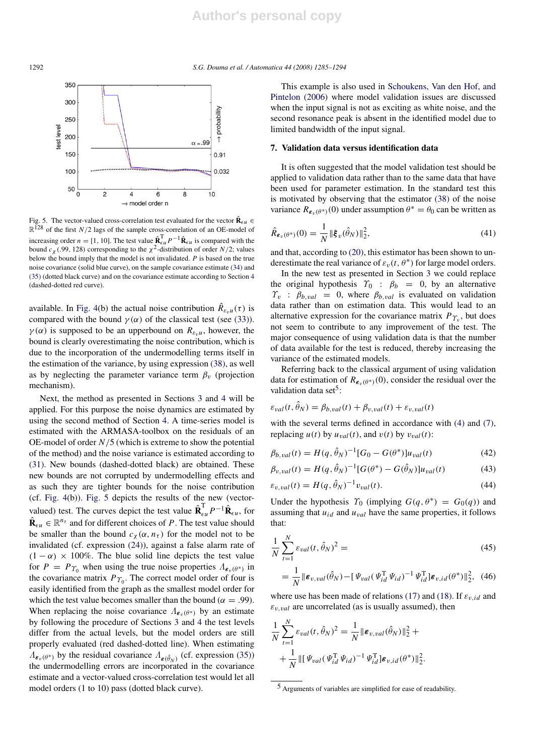Fig. 5. The vector-valued cross-correlation test evaluated for the vector $\hat{\mathbf{R}}_{\epsilon u} \in \mathbb{R}^{128}$ of the first $N/2$ lags of the sample cross-correlation of an OE-model of increasing order $n = [1, 10]$. The test value $\hat{\mathbf{R}}_{\epsilon u}^{\mathrm{T}} P^{-1} \hat{\mathbf{R}}_{\epsilon u}$ is compared with the bound $c_\chi(.99, 128)$ corresponding to the $\chi^2$-distribution of order $N/2$; values below the bound imply that the model is not invalidated. $P$ is based on the true noise covariance (solid blue curve), on the sample covariance estimate (34) and (35) (dotted black curve) and on the covariance estimate according to Section 4 (dashed-dotted red curve).

available. In Fig. 4(b) the actual noise contribution $\hat{R}_{\varepsilon_v u}(\tau)$ is compared with the bound $\gamma(\alpha)$ of the classical test (see (33)). $\gamma(\alpha)$ is supposed to be an upperbound on $R_{\varepsilon_v u}$, however, the bound is clearly overestimating the noise contribution, which is due to the incorporation of the undermodelling terms itself in the estimation of the variance, by using expression (38), as well as by neglecting the parameter variance term $\beta_v$ (projection mechanism).

Next, the method as presented in Sections 3 and 4 will be applied. For this purpose the noise dynamics are estimated by using the second method of Section 4. A time-series model is estimated with the ARMASA-toolbox on the residuals of an OE-model of order $N/5$ (which is extreme to show the potential of the method) and the noise variance is estimated according to (31). New bounds (dashed-dotted black) are obtained. These new bounds are not corrupted by undermodelling effects and as such they are tighter bounds for the noise contribution (cf. Fig. 4(b)). Fig. 5 depicts the results of the new (vector-valued) test. The curves depict the test value $\hat{\mathbf{R}}_{\epsilon u}^{\mathrm{T}} P^{-1} \hat{\mathbf{R}}_{\epsilon u}$, for $\hat{\mathbf{R}}_{\epsilon u} \in \mathbb{R}^{n_\tau}$ and for different choices of $P$. The test value should be smaller than the bound $c_\chi(\alpha, n_\tau)$ for the model not to be invalidated (cf. expression (24)), against a false alarm rate of $(1-\alpha) \times 100\%$. The blue solid line depicts the test value for $P = P_{\Upsilon_0}$ when using the true noise properties $\Lambda_{\boldsymbol{\varepsilon}_v(\theta^*)}$ in the covariance matrix $P_{\Upsilon_0}$. The correct model order of four is easily identified from the graph as the smallest model order for which the test value becomes smaller than the bound ($\alpha = .99$). When replacing the noise covariance $\Lambda_{\boldsymbol{\varepsilon}_v(\theta^*)}$ by an estimate by following the procedure of Sections 3 and 4 the test levels differ from the actual levels, but the model orders are still properly evaluated (red dashed-dotted line). When estimating $\Lambda_{\boldsymbol{\varepsilon}_v(\theta^*)}$ by the residual covariance $\Lambda_{\boldsymbol{\varepsilon}(\hat{\theta}_N)}$ (cf. expression (35)) the undermodelling errors are incorporated in the covariance estimate and a vector-valued cross-correlation test would let all model orders (1 to 10) pass (dotted black curve).

This example is also used in Schoukens, Van den Hof, and Pintelon (2006) where model validation issues are discussed when the input signal is not as exciting as white noise, and the second resonance peak is absent in the identified model due to limited bandwidth of the input signal.

## 7. Validation data versus identification data

It is often suggested that the model validation test should be applied to validation data rather than to the same data that have been used for parameter estimation. In the standard test this is motivated by observing that the estimator (38) of the noise variance $R_{\boldsymbol{\varepsilon}_v(\theta^*)}(0)$ under assumption $\theta^* = \theta_0$ can be written as

$$\hat{R}_{\boldsymbol{\varepsilon}_v(\theta^*)}(0) = \frac{1}{N}\|\boldsymbol{\xi}_v(\hat{\theta}_N)\|_2^2, \tag{41}$$

and that, according to (20), this estimator has been shown to underestimate the real variance of $\varepsilon_v(t, \theta^*)$ for large model orders.

In the new test as presented in Section 3 we could replace the original hypothesis $\Upsilon_0 : \beta_b = 0$, by an alternative $\Upsilon_v : \beta_{b,val} = 0$, where $\beta_{b,val}$ is evaluated on validation data rather than on estimation data. This would lead to an alternative expression for the covariance matrix $P_{\Upsilon_v}$, but does not seem to contribute to any improvement of the test. The major consequence of using validation data is that the number of data available for the test is reduced, thereby increasing the variance of the estimated models.

Referring back to the classical argument of using validation data for estimation of $R_{\boldsymbol{\varepsilon}_v(\theta^*)}(0)$, consider the residual over the validation data set[5]:

$$\varepsilon_{val}(t, \hat{\theta}_N) = \beta_{b,val}(t) + \beta_{v,val}(t) + \varepsilon_{v,val}(t)$$

with the several terms defined in accordance with (4) and (7), replacing $u(t)$ by $u_{val}(t)$, and $v(t)$ by $v_{val}(t)$:

$$\beta_{b,val}(t) = H(q, \hat{\theta}_N)^{-1}[G_0 - G(\theta^*)]u_{val}(t) \tag{42}$$

$$\beta_{v,val}(t) = H(q, \hat{\theta}_N)^{-1}[G(\theta^*) - G(\hat{\theta}_N)]u_{val}(t) \tag{43}$$

$$\varepsilon_{v,val}(t) = H(q, \hat{\theta}_N)^{-1}v_{val}(t). \tag{44}$$

Under the hypothesis $\Upsilon_0$ (implying $G(q, \theta^*) = G_0(q)$) and assuming that $u_{id}$ and $u_{val}$ have the same properties, it follows that:

$$\frac{1}{N}\sum_{t=1}^{N}\varepsilon_{val}(t, \hat{\theta}_N)^2 = \tag{45}$$

$$= \frac{1}{N}\|\boldsymbol{\varepsilon}_{v,val}(\hat{\theta}_N) - [\Psi_{val}(\Psi_{id}^{\mathrm{T}}\Psi_{id})^{-1}\Psi_{id}^{\mathrm{T}}]\boldsymbol{\varepsilon}_{v,id}(\theta^*)\|_2^2, \tag{46}$$

where use has been made of relations (17) and (18). If $\varepsilon_{v,id}$ and $\varepsilon_{v,val}$ are uncorrelated (as is usually assumed), then

$$\frac{1}{N}\sum_{t=1}^{N}\varepsilon_{val}(t, \hat{\theta}_N)^2 = \frac{1}{N}\|\boldsymbol{\varepsilon}_{v,val}(\hat{\theta}_N)\|_2^2 + \frac{1}{N}\|[\Psi_{val}(\Psi_{id}^{\mathrm{T}}\Psi_{id})^{-1}\Psi_{id}^{\mathrm{T}}]\boldsymbol{\varepsilon}_{v,id}(\theta^*)\|_2^2.$$

[5] Arguments of variables are simplified for ease of readability.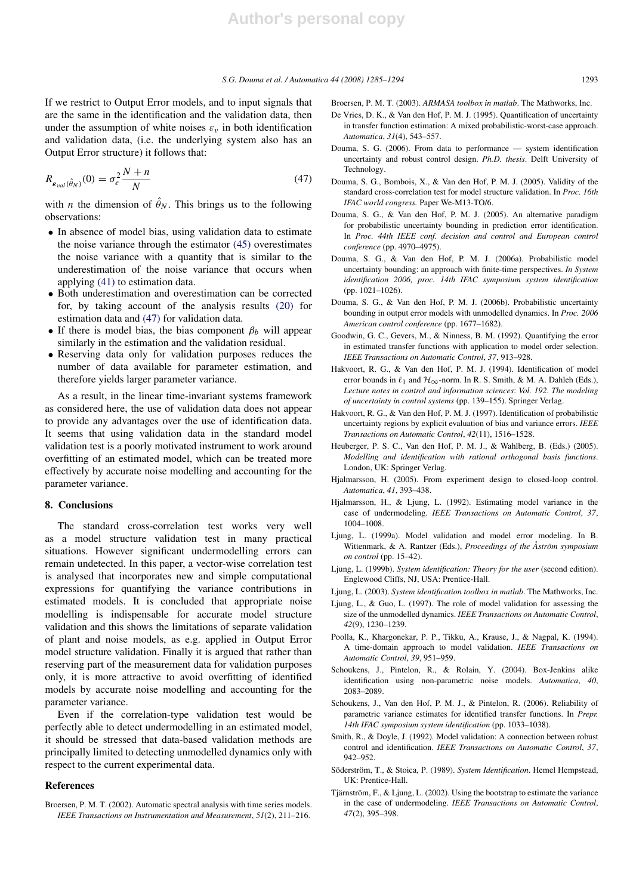If we restrict to Output Error models, and to input signals that are the same in the identification and the validation data, then under the assumption of white noises $\varepsilon_v$ in both identification and validation data, (i.e. the underlying system also has an Output Error structure) it follows that:

$$R_{\boldsymbol{\varepsilon}_{val}(\hat{\theta}_N)}(0) = \sigma_e^2 \frac{N+n}{N} \tag{47}$$

with $n$ the dimension of $\hat{\theta}_N$. This brings us to the following observations:

- In absence of model bias, using validation data to estimate the noise variance through the estimator (45) overestimates the noise variance with a quantity that is similar to the underestimation of the noise variance that occurs when applying (41) to estimation data.
- Both underestimation and overestimation can be corrected for, by taking account of the analysis results (20) for estimation data and (47) for validation data.
- If there is model bias, the bias component $\beta_b$ will appear similarly in the estimation and the validation residual.
- Reserving data only for validation purposes reduces the number of data available for parameter estimation, and therefore yields larger parameter variance.

As a result, in the linear time-invariant systems framework as considered here, the use of validation data does not appear to provide any advantages over the use of identification data. It seems that using validation data in the standard model validation test is a poorly motivated instrument to work around overfitting of an estimated model, which can be treated more effectively by accurate noise modelling and accounting for the parameter variance.

## 8. Conclusions

The standard cross-correlation test works very well as a model structure validation test in many practical situations. However significant undermodelling errors can remain undetected. In this paper, a vector-wise correlation test is analysed that incorporates new and simple computational expressions for quantifying the variance contributions in estimated models. It is concluded that appropriate noise modelling is indispensable for accurate model structure validation and this shows the limitations of separate validation of plant and noise models, as e.g. applied in Output Error model structure validation. Finally it is argued that rather than reserving part of the measurement data for validation purposes only, it is more attractive to avoid overfitting of identified models by accurate noise modelling and accounting for the parameter variance.

Even if the correlation-type validation test would be perfectly able to detect undermodelling in an estimated model, it should be stressed that data-based validation methods are principally limited to detecting unmodelled dynamics only with respect to the current experimental data.

## References

Broersen, P. M. T. (2002). Automatic spectral analysis with time series models. *IEEE Transactions on Instrumentation and Measurement*, *51*(2), 211–216.

Broersen, P. M. T. (2003). *ARMASA toolbox in matlab*. The Mathworks, Inc.

De Vries, D. K., & Van den Hof, P. M. J. (1995). Quantification of uncertainty in transfer function estimation: A mixed probabilistic-worst-case approach. *Automatica*, *31*(4), 543–557.

Douma, S. G. (2006). From data to performance — system identification uncertainty and robust control design. *Ph.D. thesis*. Delft University of Technology.

Douma, S. G., Bombois, X., & Van den Hof, P. M. J. (2005). Validity of the standard cross-correlation test for model structure validation. In *Proc. 16th IFAC world congress.* Paper We-M13-TO/6.

Douma, S. G., & Van den Hof, P. M. J. (2005). An alternative paradigm for probabilistic uncertainty bounding in prediction error identification. In *Proc. 44th IEEE conf. decision and control and European control conference* (pp. 4970–4975).

Douma, S. G., & Van den Hof, P. M. J. (2006a). Probabilistic model uncertainty bounding: an approach with finite-time perspectives. *In System identification 2006, proc. 14th IFAC symposium system identification* (pp. 1021–1026).

Douma, S. G., & Van den Hof, P. M. J. (2006b). Probabilistic uncertainty bounding in output error models with unmodelled dynamics. In *Proc. 2006 American control conference* (pp. 1677–1682).

Goodwin, G. C., Gevers, M., & Ninness, B. M. (1992). Quantifying the error in estimated transfer functions with application to model order selection. *IEEE Transactions on Automatic Control*, *37*, 913–928.

Hakvoort, R. G., & Van den Hof, P. M. J. (1994). Identification of model error bounds in $\ell_1$ and $\mathcal{H}_\infty$-norm. In R. S. Smith, & M. A. Dahleh (Eds.), *Lecture notes in control and information sciences*: *Vol. 192. The modeling of uncertainty in control systems* (pp. 139–155). Springer Verlag.

Hakvoort, R. G., & Van den Hof, P. M. J. (1997). Identification of probabilistic uncertainty regions by explicit evaluation of bias and variance errors. *IEEE Transactions on Automatic Control*, *42*(11), 1516–1528.

Heuberger, P. S. C., Van den Hof, P. M. J., & Wahlberg, B. (Eds.) (2005). *Modelling and identification with rational orthogonal basis functions*. London, UK: Springer Verlag.

Hjalmarsson, H. (2005). From experiment design to closed-loop control. *Automatica*, *41*, 393–438.

Hjalmarsson, H., & Ljung, L. (1992). Estimating model variance in the case of undermodeling. *IEEE Transactions on Automatic Control*, *37*, 1004–1008.

Ljung, L. (1999a). Model validation and model error modeling. In B. Wittenmark, & A. Rantzer (Eds.), *Proceedings of the Åström symposium on control* (pp. 15–42).

Ljung, L. (1999b). *System identification: Theory for the user* (second edition). Englewood Cliffs, NJ, USA: Prentice-Hall.

Ljung, L. (2003). *System identification toolbox in matlab*. The Mathworks, Inc.

Ljung, L., & Guo, L. (1997). The role of model validation for assessing the size of the unmodelled dynamics. *IEEE Transactions on Automatic Control*, *42*(9), 1230–1239.

Poolla, K., Khargonekar, P. P., Tikku, A., Krause, J., & Nagpal, K. (1994). A time-domain approach to model validation. *IEEE Transactions on Automatic Control*, *39*, 951–959.

Schoukens, J., Pintelon, R., & Rolain, Y. (2004). Box-Jenkins alike identification using non-parametric noise models. *Automatica*, *40*, 2083–2089.

Schoukens, J., Van den Hof, P. M. J., & Pintelon, R. (2006). Reliability of parametric variance estimates for identified transfer functions. In *Prepr. 14th IFAC symposium system identification* (pp. 1033–1038).

Smith, R., & Doyle, J. (1992). Model validation: A connection between robust control and identification. *IEEE Transactions on Automatic Control*, *37*, 942–952.

Söderström, T., & Stoica, P. (1989). *System Identification*. Hemel Hempstead, UK: Prentice-Hall.

Tjärnström, F., & Ljung, L. (2002). Using the bootstrap to estimate the variance in the case of undermodeling. *IEEE Transactions on Automatic Control*, *47*(2), 395–398.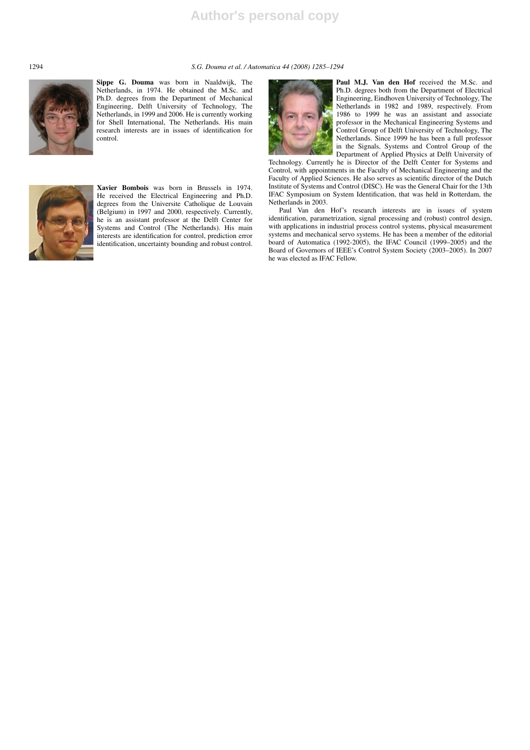**Sippe G. Douma** was born in Naaldwijk, The Netherlands, in 1974. He obtained the M.Sc. and Ph.D. degrees from the Department of Mechanical Engineering, Delft University of Technology, The Netherlands, in 1999 and 2006. He is currently working for Shell International, The Netherlands. His main research interests are in issues of identification for control.

**Xavier Bombois** was born in Brussels in 1974. He received the Electrical Engineering and Ph.D. degrees from the Universite Catholique de Louvain (Belgium) in 1997 and 2000, respectively. Currently, he is an assistant professor at the Delft Center for Systems and Control (The Netherlands). His main interests are identification for control, prediction error identification, uncertainty bounding and robust control.

**Paul M.J. Van den Hof** received the M.Sc. and Ph.D. degrees both from the Department of Electrical Engineering, Eindhoven University of Technology, The Netherlands in 1982 and 1989, respectively. From 1986 to 1999 he was an assistant and associate professor in the Mechanical Engineering Systems and Control Group of Delft University of Technology, The Netherlands. Since 1999 he has been a full professor in the Signals, Systems and Control Group of the Department of Applied Physics at Delft University of Technology. Currently he is Director of the Delft Center for Systems and Control, with appointments in the Faculty of Mechanical Engineering and the Faculty of Applied Sciences. He also serves as scientific director of the Dutch Institute of Systems and Control (DISC). He was the General Chair for the 13th IFAC Symposium on System Identification, that was held in Rotterdam, the Netherlands in 2003.

Paul Van den Hof's research interests are in issues of system identification, parametrization, signal processing and (robust) control design, with applications in industrial process control systems, physical measurement systems and mechanical servo systems. He has been a member of the editorial board of Automatica (1992-2005), the IFAC Council (1999–2005) and the Board of Governors of IEEE's Control System Society (2003–2005). In 2007 he was elected as IFAC Fellow.